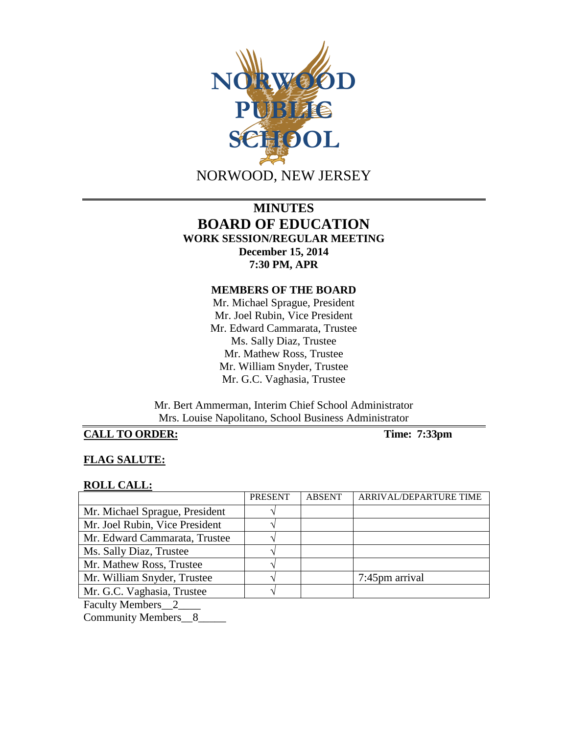NORWOOD PUBLIC SCHOOL

NORWOOD, NEW JERSEY

# MINUTES
# BOARD OF EDUCATION
## WORK SESSION/REGULAR MEETING
**December 15, 2014**
**7:30 PM, APR**

### MEMBERS OF THE BOARD

Mr. Michael Sprague, President
Mr. Joel Rubin, Vice President
Mr. Edward Cammarata, Trustee
Ms. Sally Diaz, Trustee
Mr. Mathew Ross, Trustee
Mr. William Snyder, Trustee
Mr. G.C. Vaghasia, Trustee

Mr. Bert Ammerman, Interim Chief School Administrator
Mrs. Louise Napolitano, School Business Administrator

**CALL TO ORDER:** **Time: 7:33pm**

**FLAG SALUTE:**

**ROLL CALL:**

| | PRESENT | ABSENT | ARRIVAL/DEPARTURE TIME |
|---|---|---|---|
| Mr. Michael Sprague, President | √ | | |
| Mr. Joel Rubin, Vice President | √ | | |
| Mr. Edward Cammarata, Trustee | √ | | |
| Ms. Sally Diaz, Trustee | √ | | |
| Mr. Mathew Ross, Trustee | √ | | |
| Mr. William Snyder, Trustee | √ | | 7:45pm arrival |
| Mr. G.C. Vaghasia, Trustee | √ | | |

Faculty Members__2____
Community Members__8_____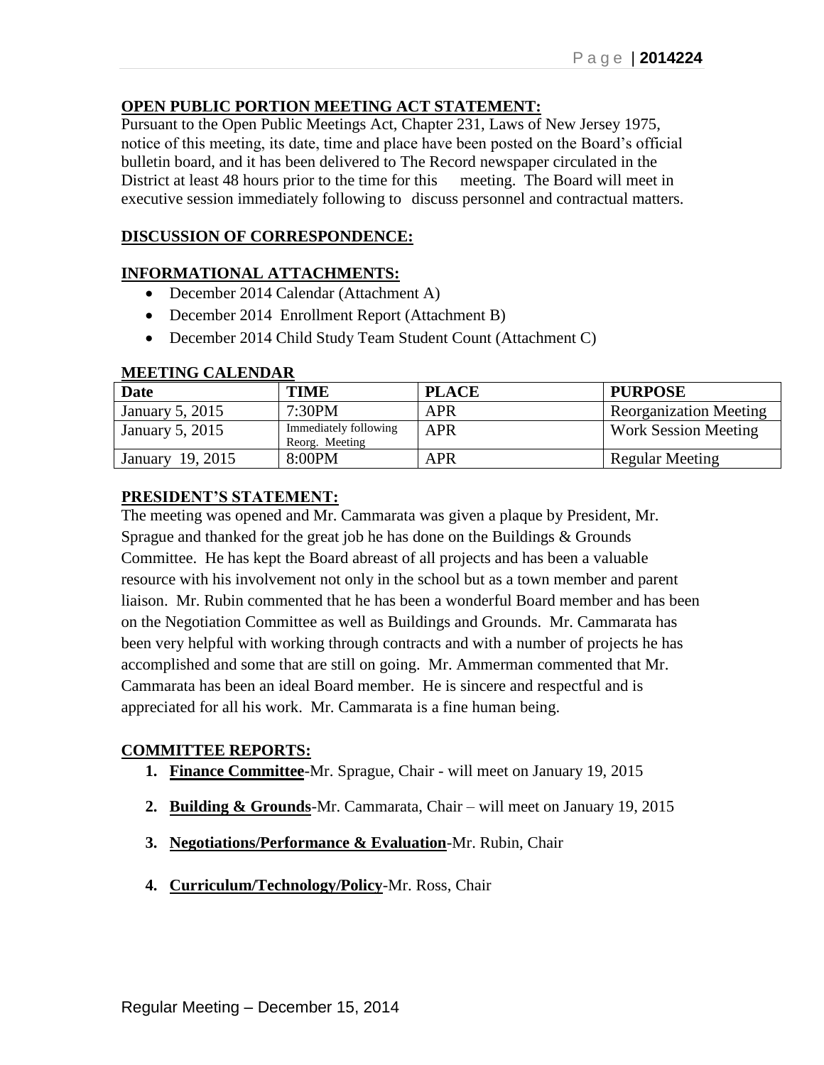**OPEN PUBLIC PORTION MEETING ACT STATEMENT:**

Pursuant to the Open Public Meetings Act, Chapter 231, Laws of New Jersey 1975, notice of this meeting, its date, time and place have been posted on the Board's official bulletin board, and it has been delivered to The Record newspaper circulated in the District at least 48 hours prior to the time for this meeting. The Board will meet in executive session immediately following to discuss personnel and contractual matters.

**DISCUSSION OF CORRESPONDENCE:**

**INFORMATIONAL ATTACHMENTS:**

- December 2014 Calendar (Attachment A)
- December 2014 Enrollment Report (Attachment B)
- December 2014 Child Study Team Student Count (Attachment C)

**MEETING CALENDAR**

| Date | TIME | PLACE | PURPOSE |
|---|---|---|---|
| January 5, 2015 | 7:30PM | APR | Reorganization Meeting |
| January 5, 2015 | Immediately following Reorg. Meeting | APR | Work Session Meeting |
| January 19, 2015 | 8:00PM | APR | Regular Meeting |

**PRESIDENT'S STATEMENT:**

The meeting was opened and Mr. Cammarata was given a plaque by President, Mr. Sprague and thanked for the great job he has done on the Buildings & Grounds Committee. He has kept the Board abreast of all projects and has been a valuable resource with his involvement not only in the school but as a town member and parent liaison. Mr. Rubin commented that he has been a wonderful Board member and has been on the Negotiation Committee as well as Buildings and Grounds. Mr. Cammarata has been very helpful with working through contracts and with a number of projects he has accomplished and some that are still on going. Mr. Ammerman commented that Mr. Cammarata has been an ideal Board member. He is sincere and respectful and is appreciated for all his work. Mr. Cammarata is a fine human being.

**COMMITTEE REPORTS:**

1. **Finance Committee**-Mr. Sprague, Chair - will meet on January 19, 2015
2. **Building & Grounds**-Mr. Cammarata, Chair – will meet on January 19, 2015
3. **Negotiations/Performance & Evaluation**-Mr. Rubin, Chair
4. **Curriculum/Technology/Policy**-Mr. Ross, Chair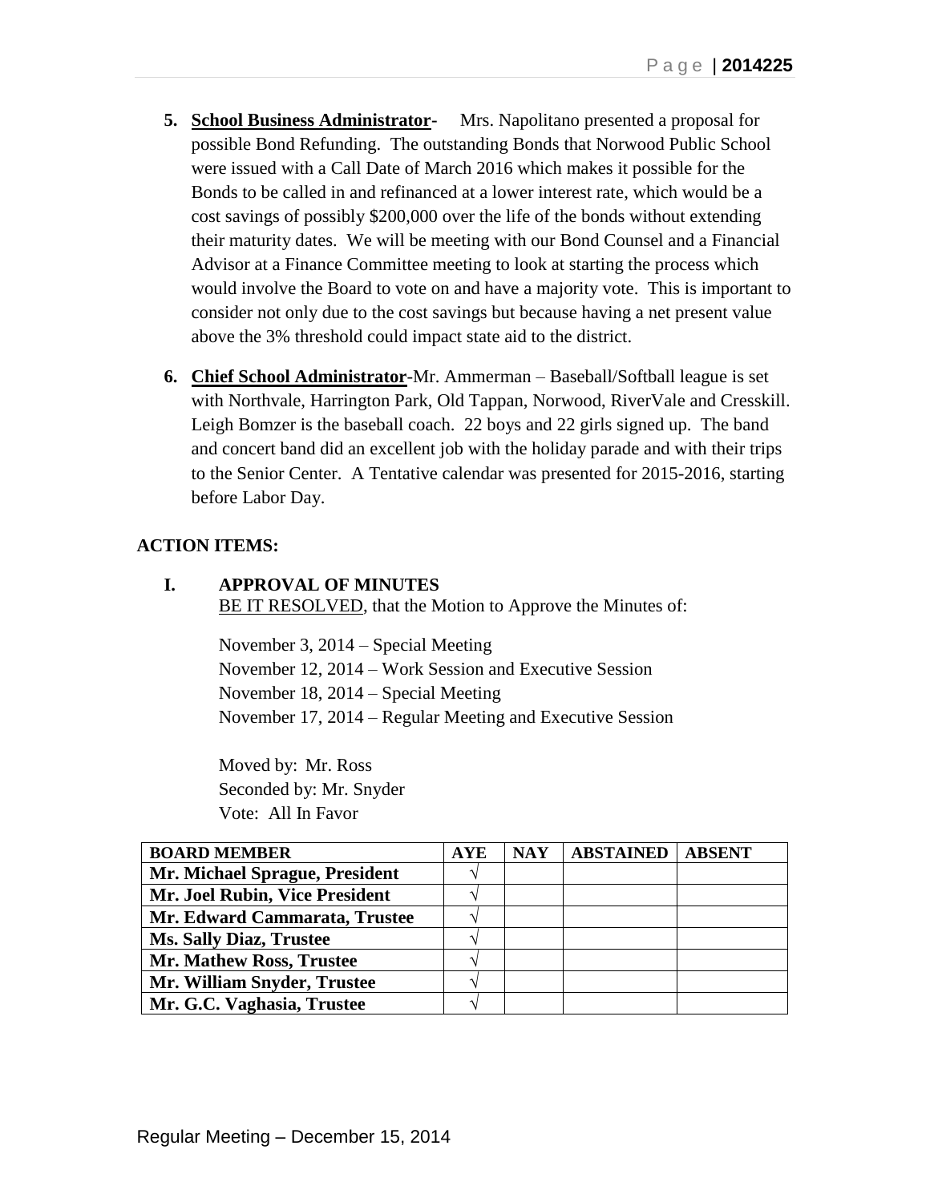5. **School Business Administrator-** Mrs. Napolitano presented a proposal for possible Bond Refunding. The outstanding Bonds that Norwood Public School were issued with a Call Date of March 2016 which makes it possible for the Bonds to be called in and refinanced at a lower interest rate, which would be a cost savings of possibly $200,000 over the life of the bonds without extending their maturity dates. We will be meeting with our Bond Counsel and a Financial Advisor at a Finance Committee meeting to look at starting the process which would involve the Board to vote on and have a majority vote. This is important to consider not only due to the cost savings but because having a net present value above the 3% threshold could impact state aid to the district.

6. **Chief School Administrator**-Mr. Ammerman – Baseball/Softball league is set with Northvale, Harrington Park, Old Tappan, Norwood, RiverVale and Cresskill. Leigh Bomzer is the baseball coach. 22 boys and 22 girls signed up. The band and concert band did an excellent job with the holiday parade and with their trips to the Senior Center. A Tentative calendar was presented for 2015-2016, starting before Labor Day.

**ACTION ITEMS:**

**I. APPROVAL OF MINUTES**

BE IT RESOLVED, that the Motion to Approve the Minutes of:

November 3, 2014 – Special Meeting
November 12, 2014 – Work Session and Executive Session
November 18, 2014 – Special Meeting
November 17, 2014 – Regular Meeting and Executive Session

Moved by: Mr. Ross
Seconded by: Mr. Snyder
Vote: All In Favor

| BOARD MEMBER | AYE | NAY | ABSTAINED | ABSENT |
|---|---|---|---|---|
| Mr. Michael Sprague, President | √ | | | |
| Mr. Joel Rubin, Vice President | √ | | | |
| Mr. Edward Cammarata, Trustee | √ | | | |
| Ms. Sally Diaz, Trustee | √ | | | |
| Mr. Mathew Ross, Trustee | √ | | | |
| Mr. William Snyder, Trustee | √ | | | |
| Mr. G.C. Vaghasia, Trustee | √ | | | |

Regular Meeting – December 15, 2014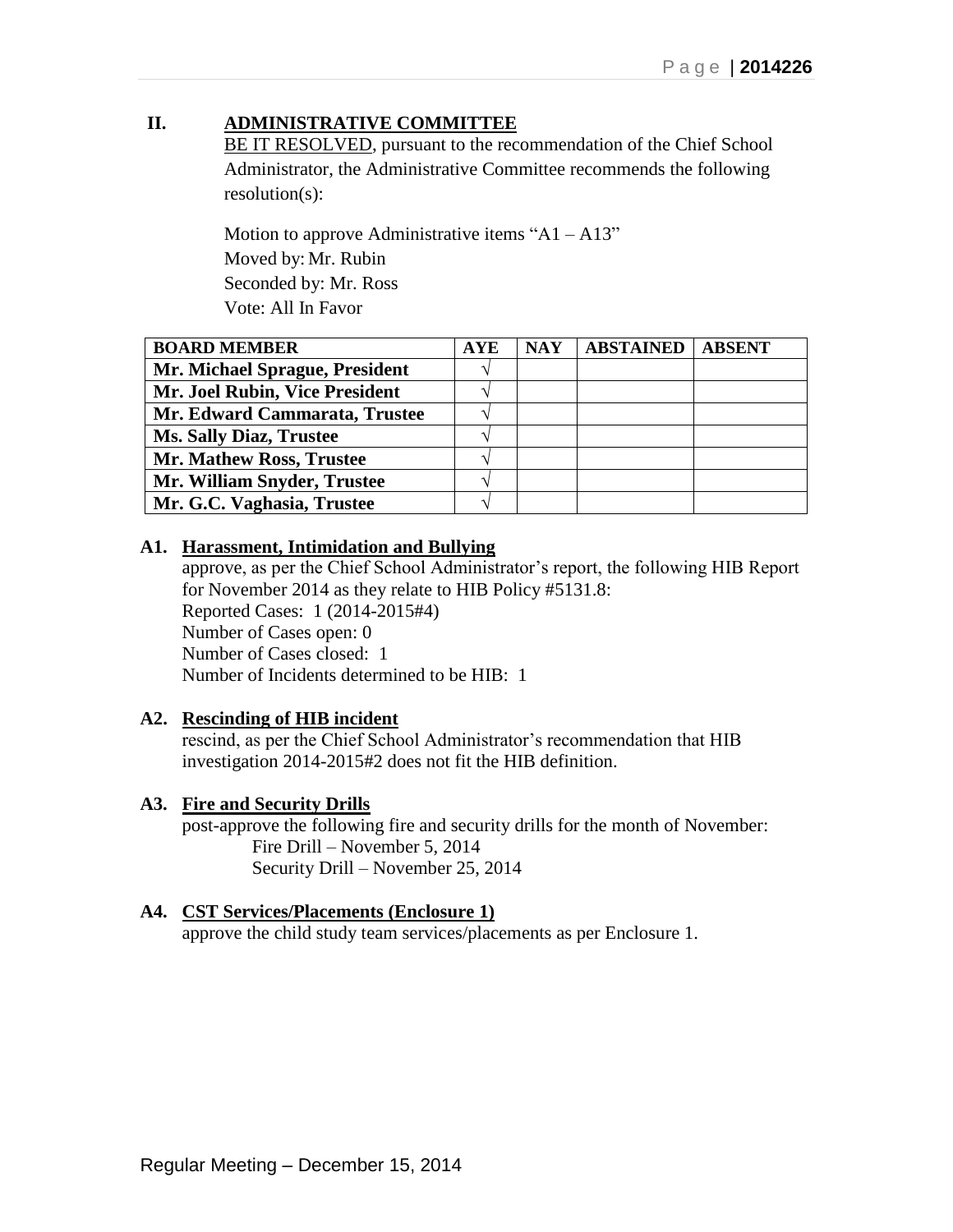## II. ADMINISTRATIVE COMMITTEE

BE IT RESOLVED, pursuant to the recommendation of the Chief School Administrator, the Administrative Committee recommends the following resolution(s):

Motion to approve Administrative items "A1 – A13"
Moved by: Mr. Rubin
Seconded by: Mr. Ross
Vote: All In Favor

| BOARD MEMBER | AYE | NAY | ABSTAINED | ABSENT |
|---|---|---|---|---|
| Mr. Michael Sprague, President | √ | | | |
| Mr. Joel Rubin, Vice President | √ | | | |
| Mr. Edward Cammarata, Trustee | √ | | | |
| Ms. Sally Diaz, Trustee | √ | | | |
| Mr. Mathew Ross, Trustee | √ | | | |
| Mr. William Snyder, Trustee | √ | | | |
| Mr. G.C. Vaghasia, Trustee | √ | | | |

**A1. Harassment, Intimidation and Bullying**

approve, as per the Chief School Administrator's report, the following HIB Report for November 2014 as they relate to HIB Policy #5131.8:
Reported Cases: 1 (2014-2015#4)
Number of Cases open: 0
Number of Cases closed: 1
Number of Incidents determined to be HIB: 1

**A2. Rescinding of HIB incident**

rescind, as per the Chief School Administrator's recommendation that HIB investigation 2014-2015#2 does not fit the HIB definition.

**A3. Fire and Security Drills**

post-approve the following fire and security drills for the month of November:
Fire Drill – November 5, 2014
Security Drill – November 25, 2014

**A4. CST Services/Placements (Enclosure 1)**

approve the child study team services/placements as per Enclosure 1.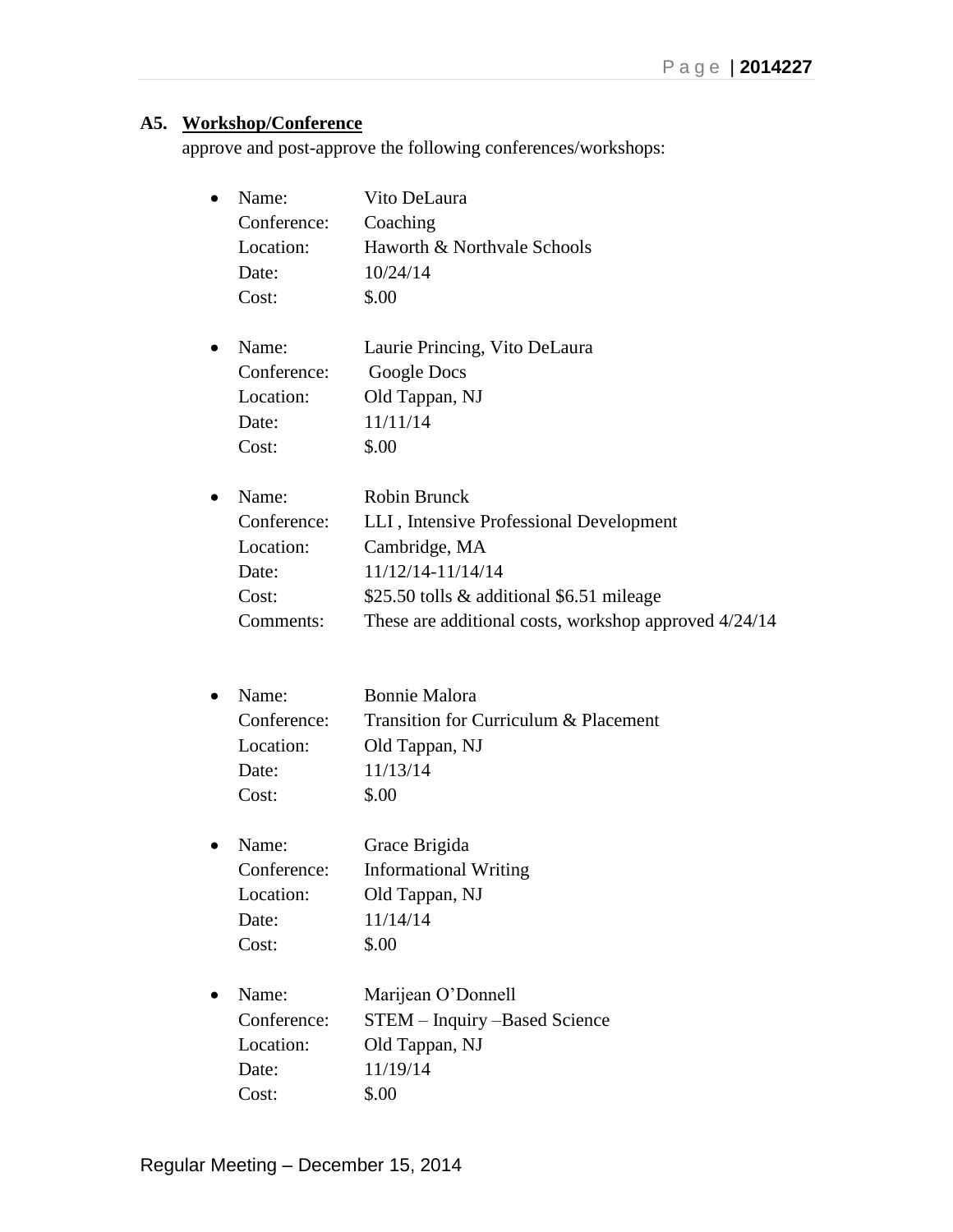**A5. Workshop/Conference**

approve and post-approve the following conferences/workshops:

- Name: Vito DeLaura
  Conference: Coaching
  Location: Haworth & Northvale Schools
  Date: 10/24/14
  Cost: $.00

- Name: Laurie Princing, Vito DeLaura
  Conference: Google Docs
  Location: Old Tappan, NJ
  Date: 11/11/14
  Cost: $.00

- Name: Robin Brunck
  Conference: LLI , Intensive Professional Development
  Location: Cambridge, MA
  Date: 11/12/14-11/14/14
  Cost: $25.50 tolls & additional $6.51 mileage
  Comments: These are additional costs, workshop approved 4/24/14

- Name: Bonnie Malora
  Conference: Transition for Curriculum & Placement
  Location: Old Tappan, NJ
  Date: 11/13/14
  Cost: $.00

- Name: Grace Brigida
  Conference: Informational Writing
  Location: Old Tappan, NJ
  Date: 11/14/14
  Cost: $.00

- Name: Marijean O'Donnell
  Conference: STEM – Inquiry –Based Science
  Location: Old Tappan, NJ
  Date: 11/19/14
  Cost: $.00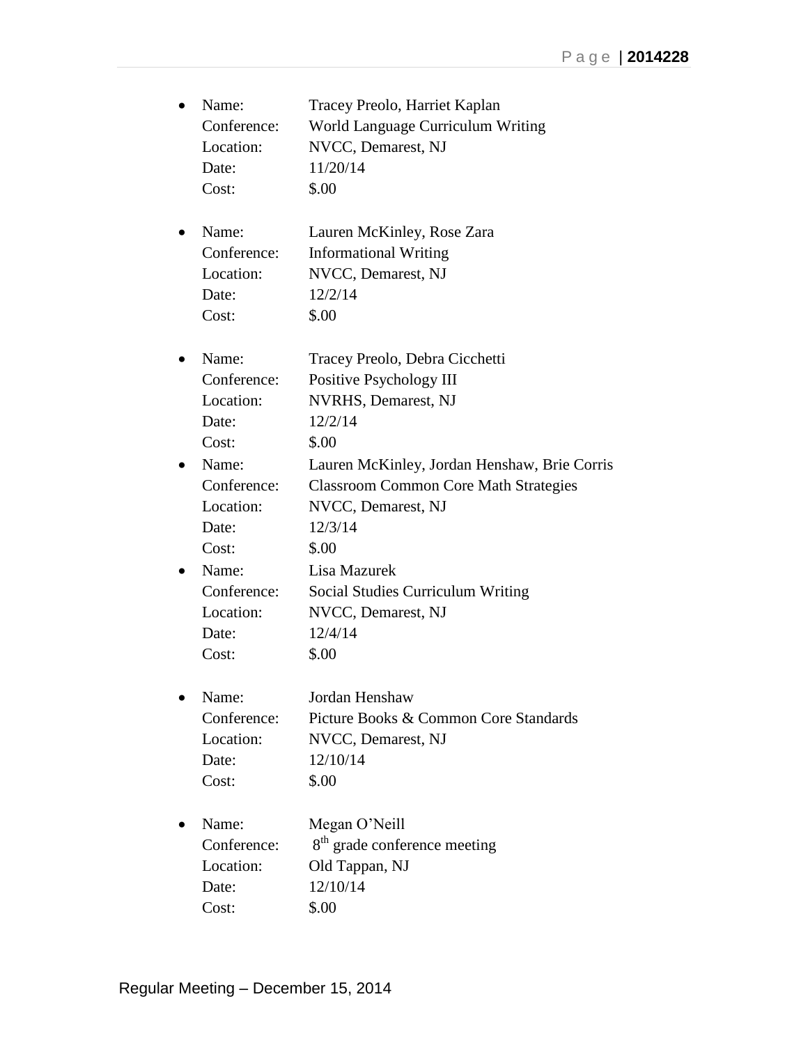- Name: Tracey Preolo, Harriet Kaplan
  Conference: World Language Curriculum Writing
  Location: NVCC, Demarest, NJ
  Date: 11/20/14
  Cost: $.00

- Name: Lauren McKinley, Rose Zara
  Conference: Informational Writing
  Location: NVCC, Demarest, NJ
  Date: 12/2/14
  Cost: $.00

- Name: Tracey Preolo, Debra Cicchetti
  Conference: Positive Psychology III
  Location: NVRHS, Demarest, NJ
  Date: 12/2/14
  Cost: $.00

- Name: Lauren McKinley, Jordan Henshaw, Brie Corris
  Conference: Classroom Common Core Math Strategies
  Location: NVCC, Demarest, NJ
  Date: 12/3/14
  Cost: $.00

- Name: Lisa Mazurek
  Conference: Social Studies Curriculum Writing
  Location: NVCC, Demarest, NJ
  Date: 12/4/14
  Cost: $.00

- Name: Jordan Henshaw
  Conference: Picture Books & Common Core Standards
  Location: NVCC, Demarest, NJ
  Date: 12/10/14
  Cost: $.00

- Name: Megan O'Neill
  Conference: 8th grade conference meeting
  Location: Old Tappan, NJ
  Date: 12/10/14
  Cost: $.00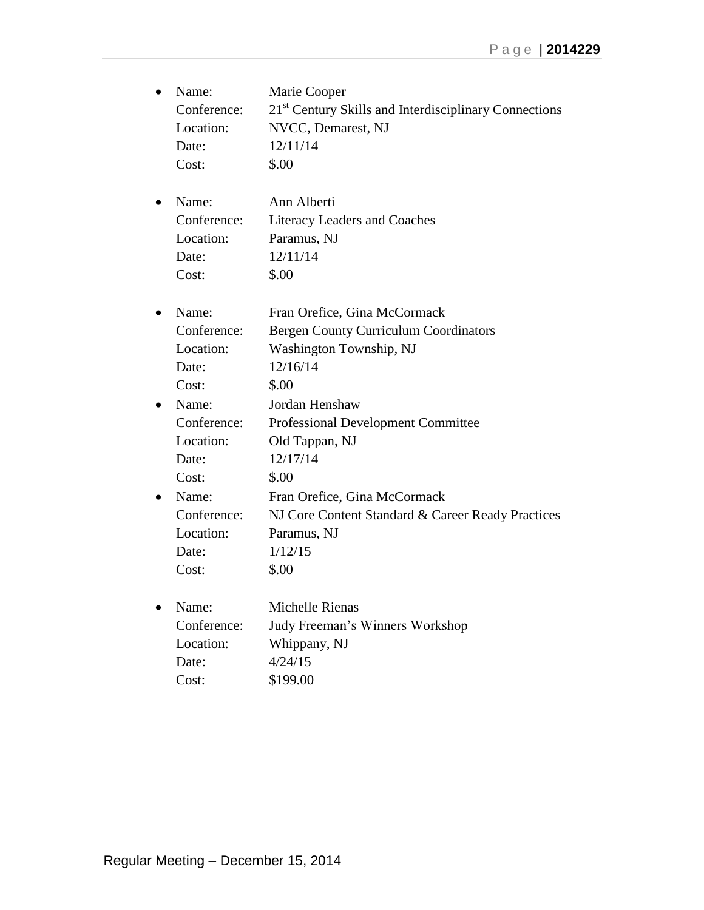- Name: Marie Cooper
  Conference: 21st Century Skills and Interdisciplinary Connections
  Location: NVCC, Demarest, NJ
  Date: 12/11/14
  Cost: $.00

- Name: Ann Alberti
  Conference: Literacy Leaders and Coaches
  Location: Paramus, NJ
  Date: 12/11/14
  Cost: $.00

- Name: Fran Orefice, Gina McCormack
  Conference: Bergen County Curriculum Coordinators
  Location: Washington Township, NJ
  Date: 12/16/14
  Cost: $.00
- Name: Jordan Henshaw
  Conference: Professional Development Committee
  Location: Old Tappan, NJ
  Date: 12/17/14
  Cost: $.00
- Name: Fran Orefice, Gina McCormack
  Conference: NJ Core Content Standard & Career Ready Practices
  Location: Paramus, NJ
  Date: 1/12/15
  Cost: $.00

- Name: Michelle Rienas
  Conference: Judy Freeman's Winners Workshop
  Location: Whippany, NJ
  Date: 4/24/15
  Cost: $199.00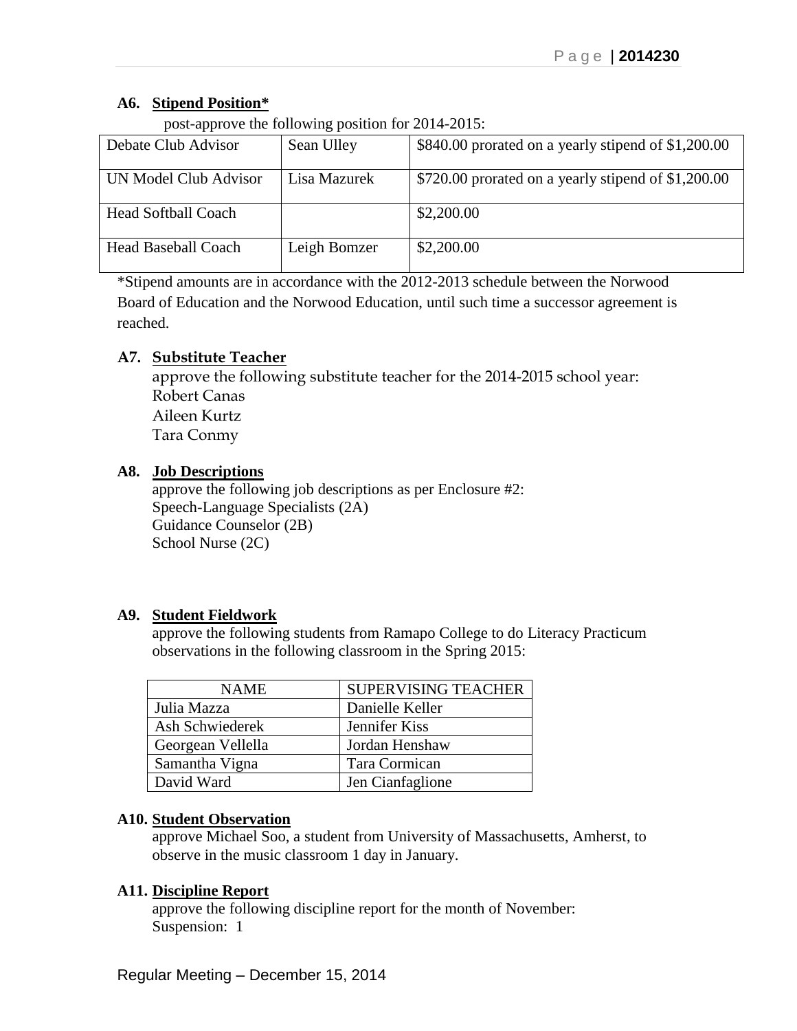**A6. Stipend Position***

post-approve the following position for 2014-2015:

| Debate Club Advisor | Sean Ulley | $840.00 prorated on a yearly stipend of $1,200.00 |
|---|---|---|
| UN Model Club Advisor | Lisa Mazurek | $720.00 prorated on a yearly stipend of $1,200.00 |
| Head Softball Coach | | $2,200.00 |
| Head Baseball Coach | Leigh Bomzer | $2,200.00 |

*Stipend amounts are in accordance with the 2012-2013 schedule between the Norwood Board of Education and the Norwood Education, until such time a successor agreement is reached.

**A7. Substitute Teacher**

approve the following substitute teacher for the 2014-2015 school year:
Robert Canas
Aileen Kurtz
Tara Conmy

**A8. Job Descriptions**

approve the following job descriptions as per Enclosure #2:
Speech-Language Specialists (2A)
Guidance Counselor (2B)
School Nurse (2C)

**A9. Student Fieldwork**

approve the following students from Ramapo College to do Literacy Practicum observations in the following classroom in the Spring 2015:

| NAME | SUPERVISING TEACHER |
|---|---|
| Julia Mazza | Danielle Keller |
| Ash Schwiederek | Jennifer Kiss |
| Georgean Vellella | Jordan Henshaw |
| Samantha Vigna | Tara Cormican |
| David Ward | Jen Cianfaglione |

**A10. Student Observation**

approve Michael Soo, a student from University of Massachusetts, Amherst, to observe in the music classroom 1 day in January.

**A11. Discipline Report**

approve the following discipline report for the month of November:
Suspension: 1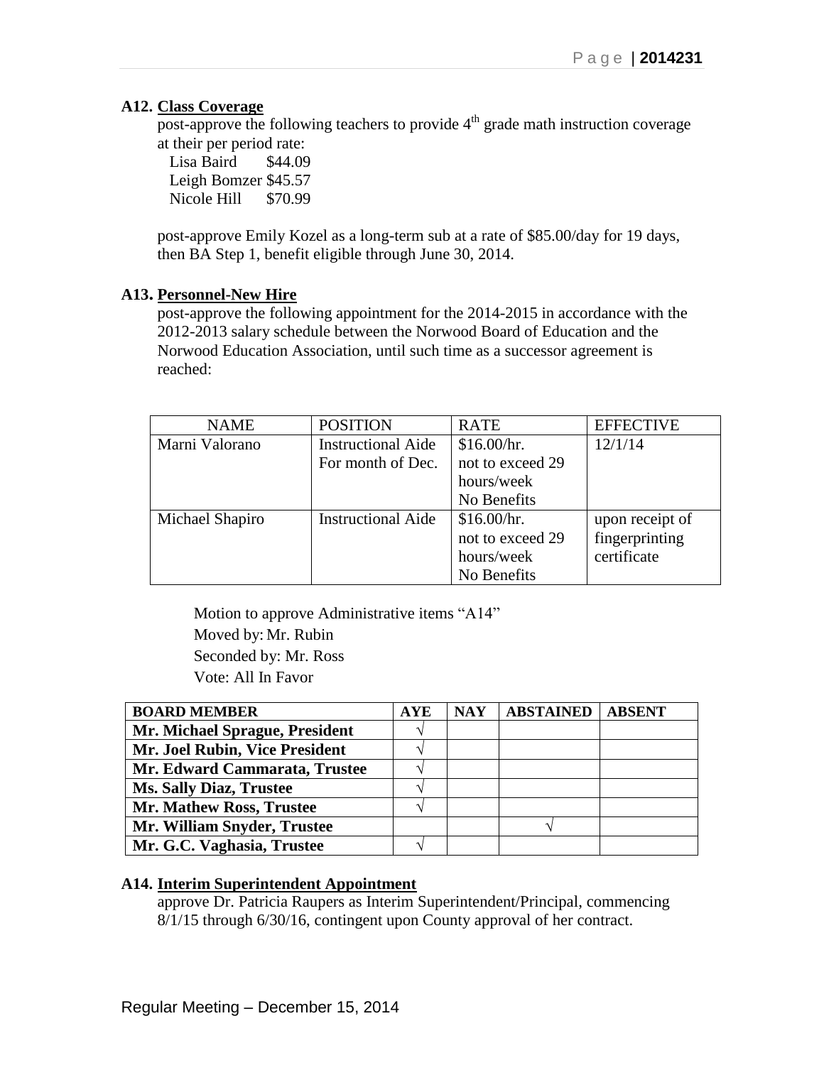**A12. Class Coverage**

post-approve the following teachers to provide 4th grade math instruction coverage at their per period rate:

Lisa Baird $44.09
Leigh Bomzer $45.57
Nicole Hill $70.99

post-approve Emily Kozel as a long-term sub at a rate of $85.00/day for 19 days, then BA Step 1, benefit eligible through June 30, 2014.

**A13. Personnel-New Hire**

post-approve the following appointment for the 2014-2015 in accordance with the 2012-2013 salary schedule between the Norwood Board of Education and the Norwood Education Association, until such time as a successor agreement is reached:

| NAME | POSITION | RATE | EFFECTIVE |
|---|---|---|---|
| Marni Valorano | Instructional Aide For month of Dec. | $16.00/hr. not to exceed 29 hours/week No Benefits | 12/1/14 |
| Michael Shapiro | Instructional Aide | $16.00/hr. not to exceed 29 hours/week No Benefits | upon receipt of fingerprinting certificate |

Motion to approve Administrative items "A14"
Moved by: Mr. Rubin
Seconded by: Mr. Ross
Vote: All In Favor

| BOARD MEMBER | AYE | NAY | ABSTAINED | ABSENT |
|---|---|---|---|---|
| Mr. Michael Sprague, President | √ | | | |
| Mr. Joel Rubin, Vice President | √ | | | |
| Mr. Edward Cammarata, Trustee | √ | | | |
| Ms. Sally Diaz, Trustee | √ | | | |
| Mr. Mathew Ross, Trustee | √ | | | |
| Mr. William Snyder, Trustee | | | √ | |
| Mr. G.C. Vaghasia, Trustee | √ | | | |

**A14. Interim Superintendent Appointment**

approve Dr. Patricia Raupers as Interim Superintendent/Principal, commencing 8/1/15 through 6/30/16, contingent upon County approval of her contract.

Regular Meeting – December 15, 2014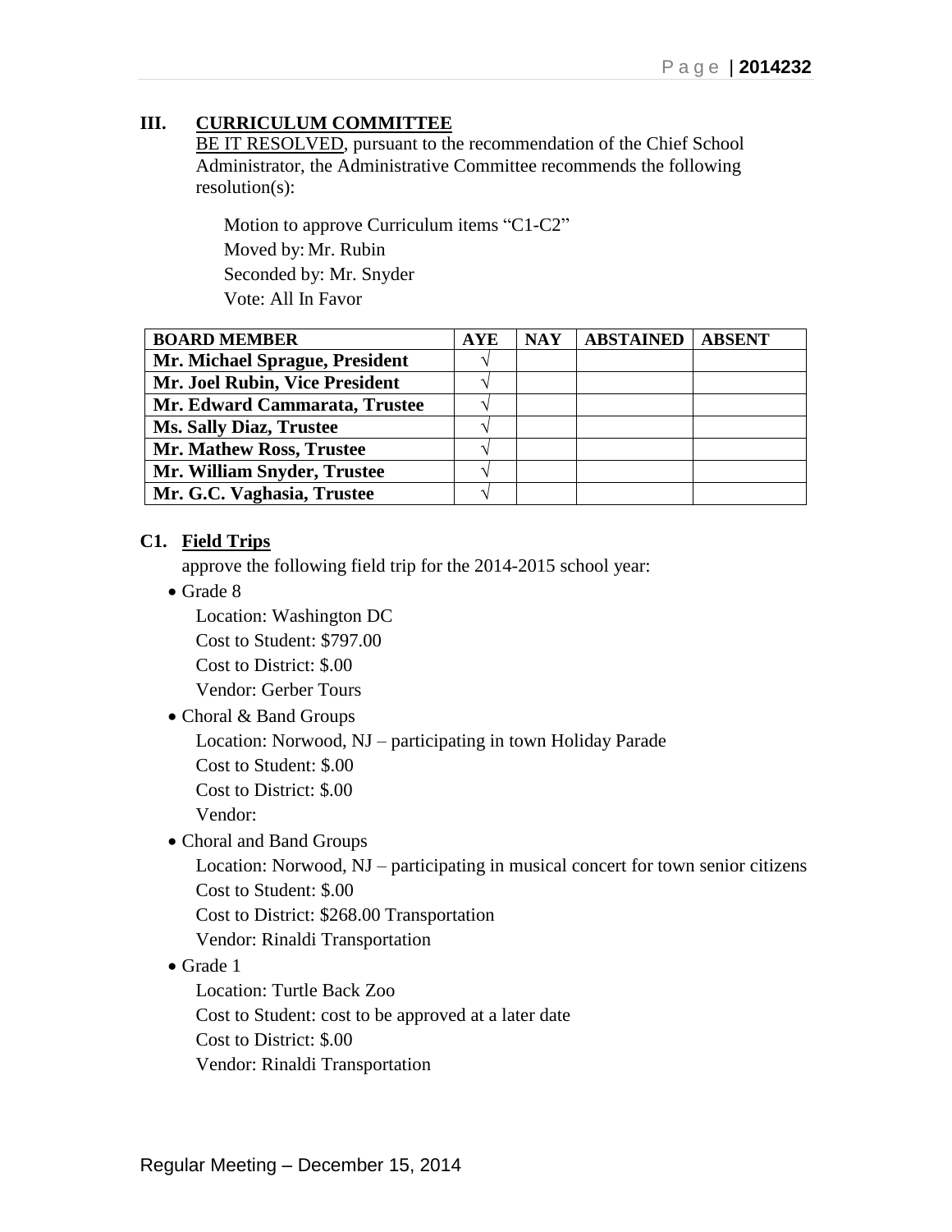## III. CURRICULUM COMMITTEE

BE IT RESOLVED, pursuant to the recommendation of the Chief School Administrator, the Administrative Committee recommends the following resolution(s):

Motion to approve Curriculum items "C1-C2"
Moved by: Mr. Rubin
Seconded by: Mr. Snyder
Vote: All In Favor

| BOARD MEMBER | AYE | NAY | ABSTAINED | ABSENT |
|---|---|---|---|---|
| Mr. Michael Sprague, President | √ | | | |
| Mr. Joel Rubin, Vice President | √ | | | |
| Mr. Edward Cammarata, Trustee | √ | | | |
| Ms. Sally Diaz, Trustee | √ | | | |
| Mr. Mathew Ross, Trustee | √ | | | |
| Mr. William Snyder, Trustee | √ | | | |
| Mr. G.C. Vaghasia, Trustee | √ | | | |

### C1. Field Trips

approve the following field trip for the 2014-2015 school year:

- Grade 8
  Location: Washington DC
  Cost to Student: $797.00
  Cost to District: $.00
  Vendor: Gerber Tours
- Choral & Band Groups
  Location: Norwood, NJ – participating in town Holiday Parade
  Cost to Student: $.00
  Cost to District: $.00
  Vendor:
- Choral and Band Groups
  Location: Norwood, NJ – participating in musical concert for town senior citizens
  Cost to Student: $.00
  Cost to District: $268.00 Transportation
  Vendor: Rinaldi Transportation
- Grade 1
  Location: Turtle Back Zoo
  Cost to Student: cost to be approved at a later date
  Cost to District: $.00
  Vendor: Rinaldi Transportation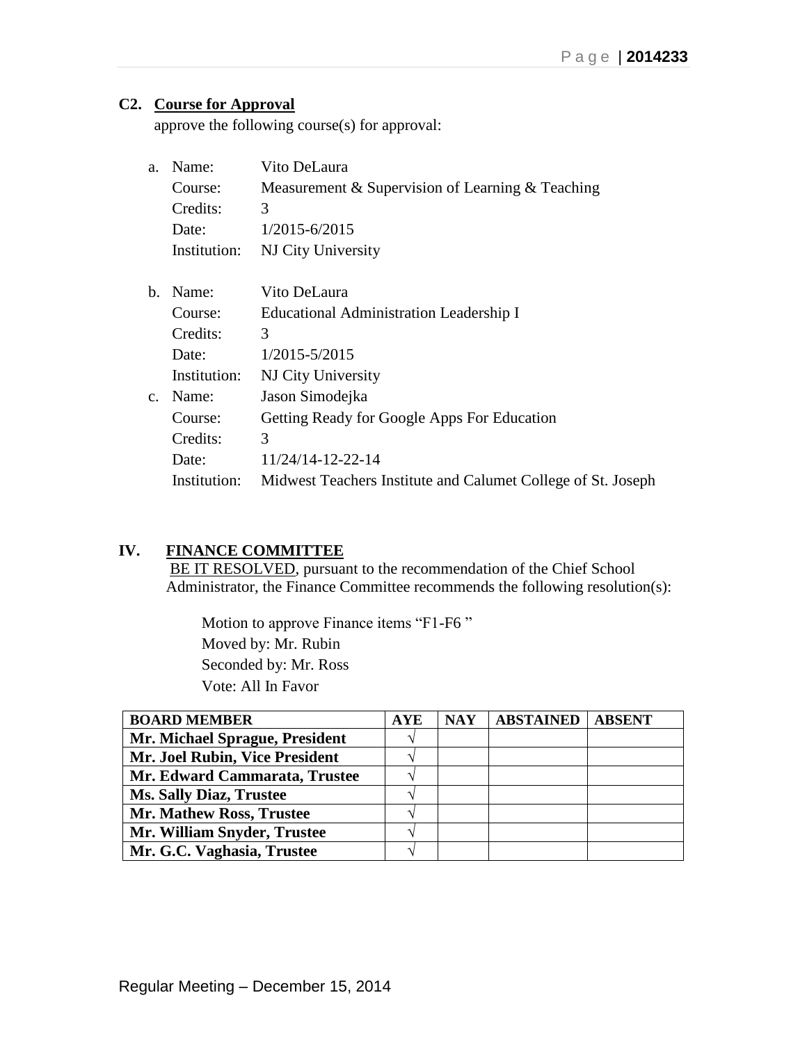**C2. Course for Approval**

approve the following course(s) for approval:

a. Name: Vito DeLaura
   Course: Measurement & Supervision of Learning & Teaching
   Credits: 3
   Date: 1/2015-6/2015
   Institution: NJ City University

b. Name: Vito DeLaura
   Course: Educational Administration Leadership I
   Credits: 3
   Date: 1/2015-5/2015
   Institution: NJ City University

c. Name: Jason Simodejka
   Course: Getting Ready for Google Apps For Education
   Credits: 3
   Date: 11/24/14-12-22-14
   Institution: Midwest Teachers Institute and Calumet College of St. Joseph

## IV. FINANCE COMMITTEE

BE IT RESOLVED, pursuant to the recommendation of the Chief School Administrator, the Finance Committee recommends the following resolution(s):

Motion to approve Finance items "F1-F6 "
Moved by: Mr. Rubin
Seconded by: Mr. Ross
Vote: All In Favor

| BOARD MEMBER | AYE | NAY | ABSTAINED | ABSENT |
|---|---|---|---|---|
| Mr. Michael Sprague, President | √ | | | |
| Mr. Joel Rubin, Vice President | √ | | | |
| Mr. Edward Cammarata, Trustee | √ | | | |
| Ms. Sally Diaz, Trustee | √ | | | |
| Mr. Mathew Ross, Trustee | √ | | | |
| Mr. William Snyder, Trustee | √ | | | |
| Mr. G.C. Vaghasia, Trustee | √ | | | |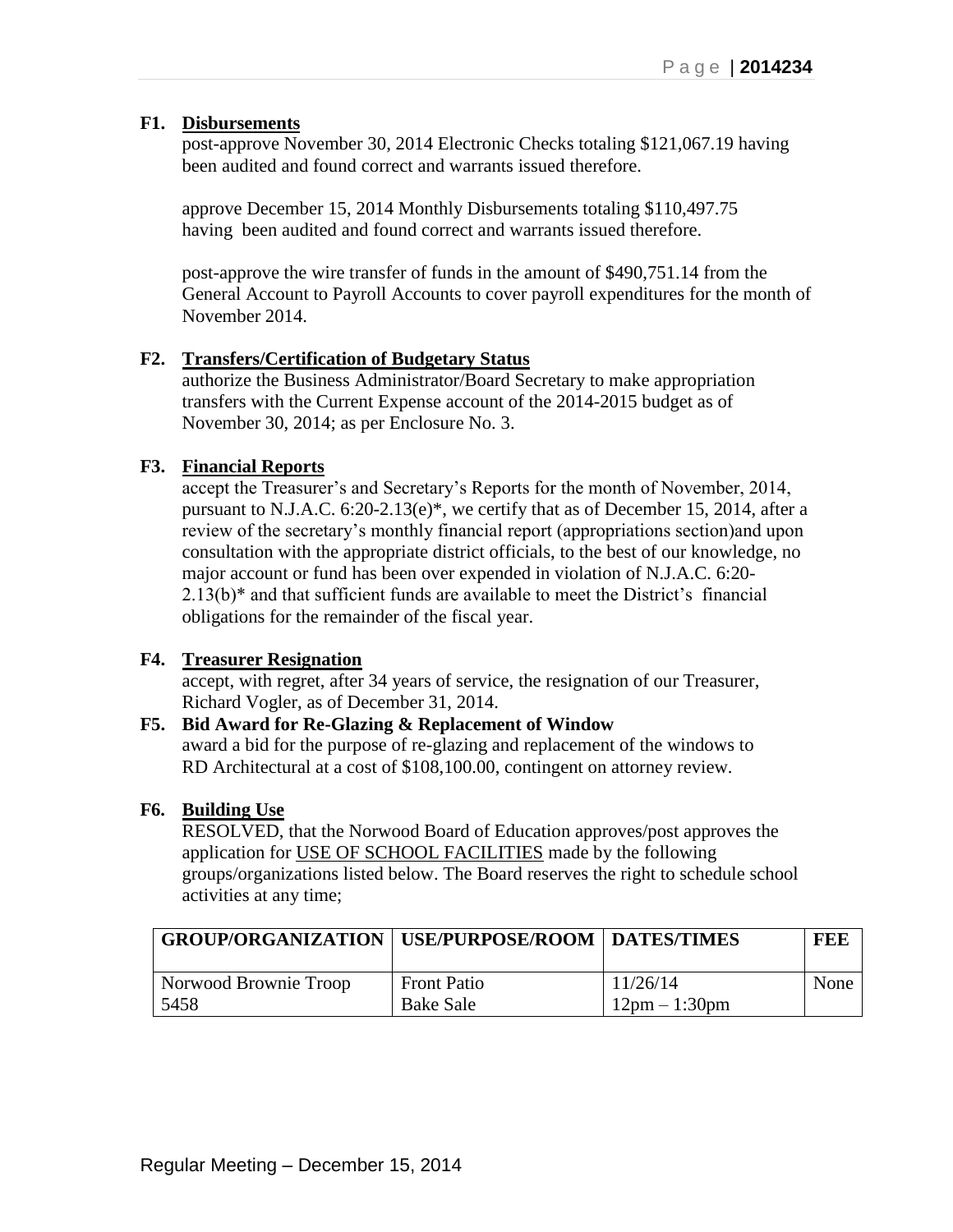**F1. <u>Disbursements</u>**

post-approve November 30, 2014 Electronic Checks totaling $121,067.19 having been audited and found correct and warrants issued therefore.

approve December 15, 2014 Monthly Disbursements totaling $110,497.75 having been audited and found correct and warrants issued therefore.

post-approve the wire transfer of funds in the amount of $490,751.14 from the General Account to Payroll Accounts to cover payroll expenditures for the month of November 2014.

**F2. <u>Transfers/Certification of Budgetary Status</u>**

authorize the Business Administrator/Board Secretary to make appropriation transfers with the Current Expense account of the 2014-2015 budget as of November 30, 2014; as per Enclosure No. 3.

**F3. <u>Financial Reports</u>**

accept the Treasurer's and Secretary's Reports for the month of November, 2014, pursuant to N.J.A.C. 6:20-2.13(e)*, we certify that as of December 15, 2014, after a review of the secretary's monthly financial report (appropriations section)and upon consultation with the appropriate district officials, to the best of our knowledge, no major account or fund has been over expended in violation of N.J.A.C. 6:20-2.13(b)* and that sufficient funds are available to meet the District's financial obligations for the remainder of the fiscal year.

**F4. <u>Treasurer Resignation</u>**

accept, with regret, after 34 years of service, the resignation of our Treasurer, Richard Vogler, as of December 31, 2014.

**F5. Bid Award for Re-Glazing & Replacement of Window**

award a bid for the purpose of re-glazing and replacement of the windows to RD Architectural at a cost of $108,100.00, contingent on attorney review.

**F6. <u>Building Use</u>**

RESOLVED, that the Norwood Board of Education approves/post approves the application for <u>USE OF SCHOOL FACILITIES</u> made by the following groups/organizations listed below. The Board reserves the right to schedule school activities at any time;

| GROUP/ORGANIZATION | USE/PURPOSE/ROOM | DATES/TIMES | FEE |
|---|---|---|---|
| Norwood Brownie Troop 5458 | Front Patio Bake Sale | 11/26/14 12pm – 1:30pm | None |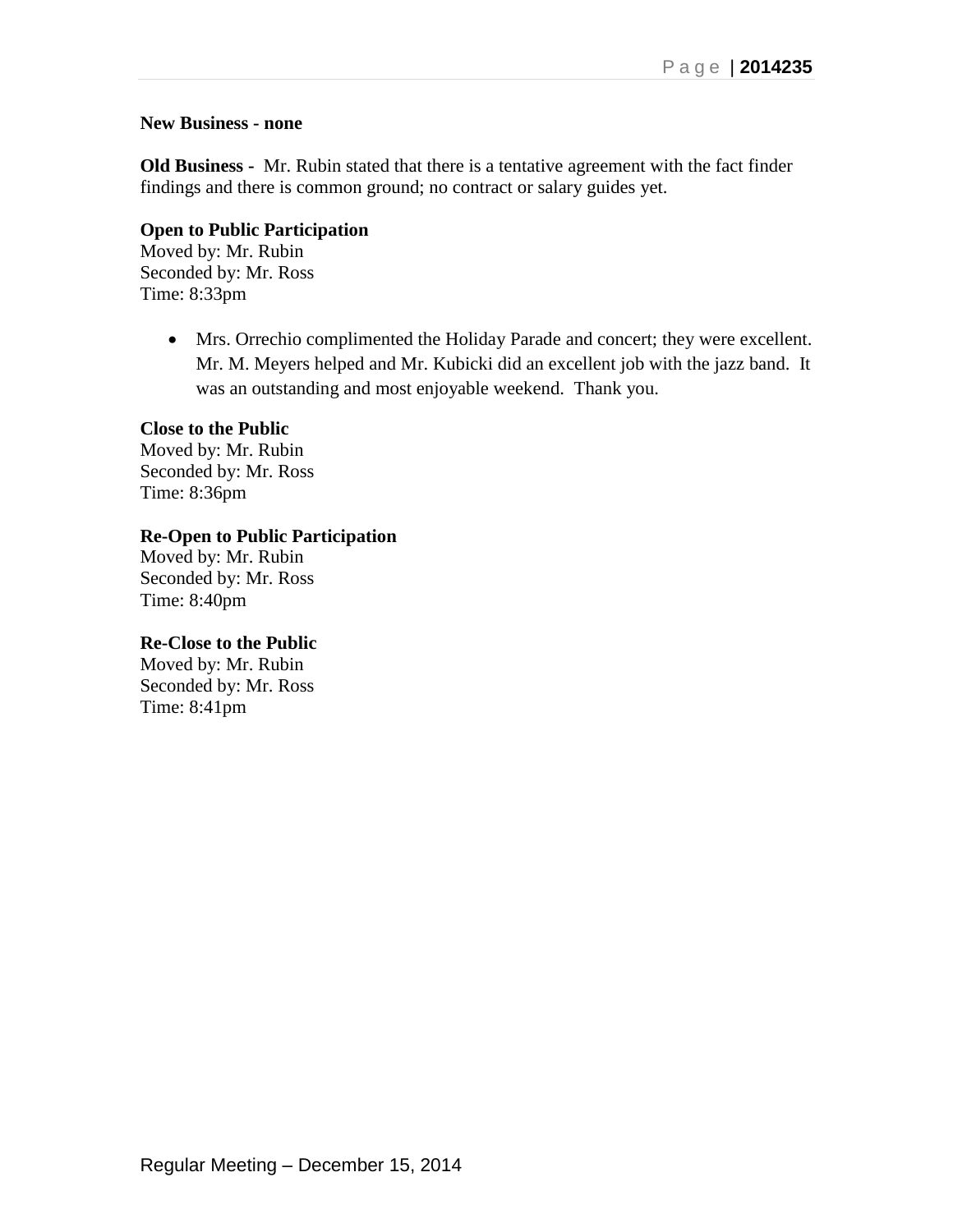**New Business - none**

**Old Business -** Mr. Rubin stated that there is a tentative agreement with the fact finder findings and there is common ground; no contract or salary guides yet.

**Open to Public Participation**
Moved by: Mr. Rubin
Seconded by: Mr. Ross
Time: 8:33pm

- Mrs. Orrechio complimented the Holiday Parade and concert; they were excellent. Mr. M. Meyers helped and Mr. Kubicki did an excellent job with the jazz band. It was an outstanding and most enjoyable weekend. Thank you.

**Close to the Public**
Moved by: Mr. Rubin
Seconded by: Mr. Ross
Time: 8:36pm

**Re-Open to Public Participation**
Moved by: Mr. Rubin
Seconded by: Mr. Ross
Time: 8:40pm

**Re-Close to the Public**
Moved by: Mr. Rubin
Seconded by: Mr. Ross
Time: 8:41pm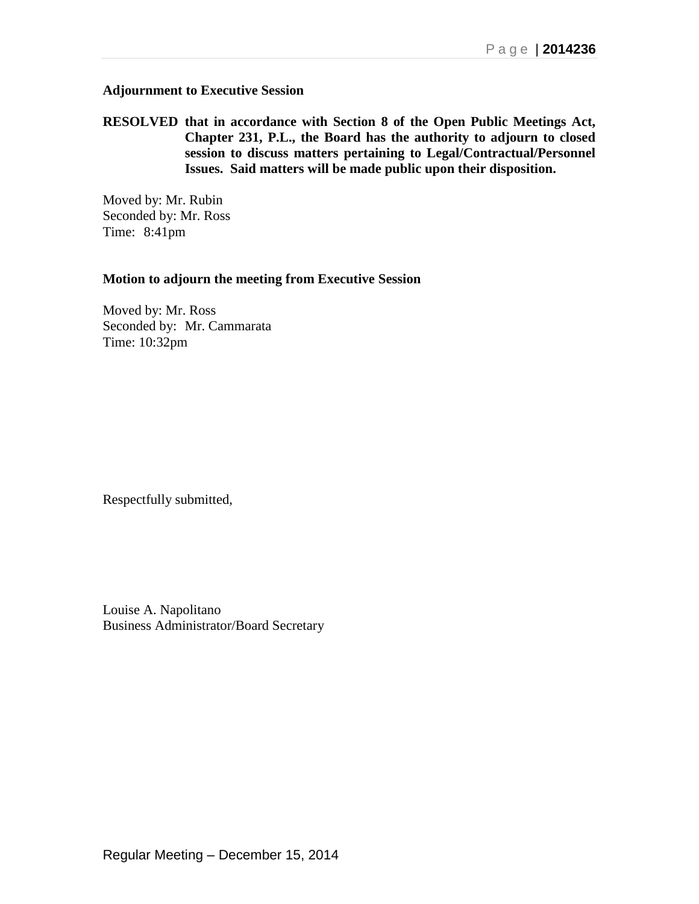**Adjournment to Executive Session**

**RESOLVED that in accordance with Section 8 of the Open Public Meetings Act, Chapter 231, P.L., the Board has the authority to adjourn to closed session to discuss matters pertaining to Legal/Contractual/Personnel Issues. Said matters will be made public upon their disposition.**

Moved by: Mr. Rubin
Seconded by: Mr. Ross
Time: 8:41pm

**Motion to adjourn the meeting from Executive Session**

Moved by: Mr. Ross
Seconded by: Mr. Cammarata
Time: 10:32pm

Respectfully submitted,

Louise A. Napolitano
Business Administrator/Board Secretary